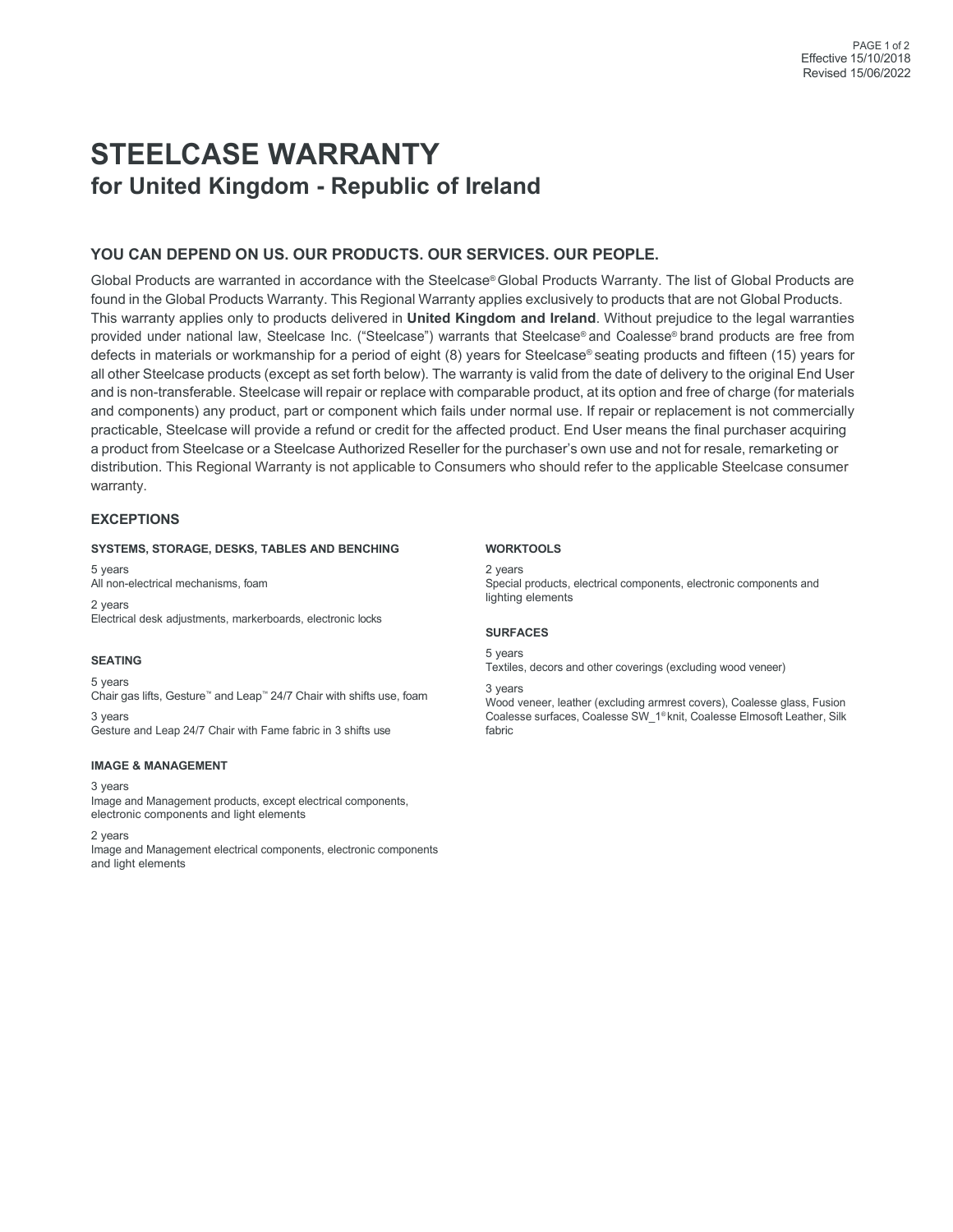Effective 15/10/2018
Revised 15/06/2022

# STEELCASE WARRANTY

## for United Kingdom - Republic of Ireland

### YOU CAN DEPEND ON US. OUR PRODUCTS. OUR SERVICES. OUR PEOPLE.

Global Products are warranted in accordance with the Steelcase® Global Products Warranty. The list of Global Products are found in the Global Products Warranty. This Regional Warranty applies exclusively to products that are not Global Products. This warranty applies only to products delivered in **United Kingdom and Ireland**. Without prejudice to the legal warranties provided under national law, Steelcase Inc. ("Steelcase") warrants that Steelcase® and Coalesse® brand products are free from defects in materials or workmanship for a period of eight (8) years for Steelcase® seating products and fifteen (15) years for all other Steelcase products (except as set forth below). The warranty is valid from the date of delivery to the original End User and is non-transferable. Steelcase will repair or replace with comparable product, at its option and free of charge (for materials and components) any product, part or component which fails under normal use. If repair or replacement is not commercially practicable, Steelcase will provide a refund or credit for the affected product. End User means the final purchaser acquiring a product from Steelcase or a Steelcase Authorized Reseller for the purchaser's own use and not for resale, remarketing or distribution. This Regional Warranty is not applicable to Consumers who should refer to the applicable Steelcase consumer warranty.

### EXCEPTIONS

#### SYSTEMS, STORAGE, DESKS, TABLES AND BENCHING

5 years
All non-electrical mechanisms, foam

2 years
Electrical desk adjustments, markerboards, electronic locks

#### SEATING

5 years
Chair gas lifts, Gesture™ and Leap™ 24/7 Chair with shifts use, foam

3 years
Gesture and Leap 24/7 Chair with Fame fabric in 3 shifts use

#### IMAGE & MANAGEMENT

3 years
Image and Management products, except electrical components, electronic components and light elements

2 years
Image and Management electrical components, electronic components and light elements

#### WORKTOOLS

2 years
Special products, electrical components, electronic components and lighting elements

#### SURFACES

5 years
Textiles, decors and other coverings (excluding wood veneer)

3 years
Wood veneer, leather (excluding armrest covers), Coalesse glass, Fusion Coalesse surfaces, Coalesse SW_1® knit, Coalesse Elmosoft Leather, Silk fabric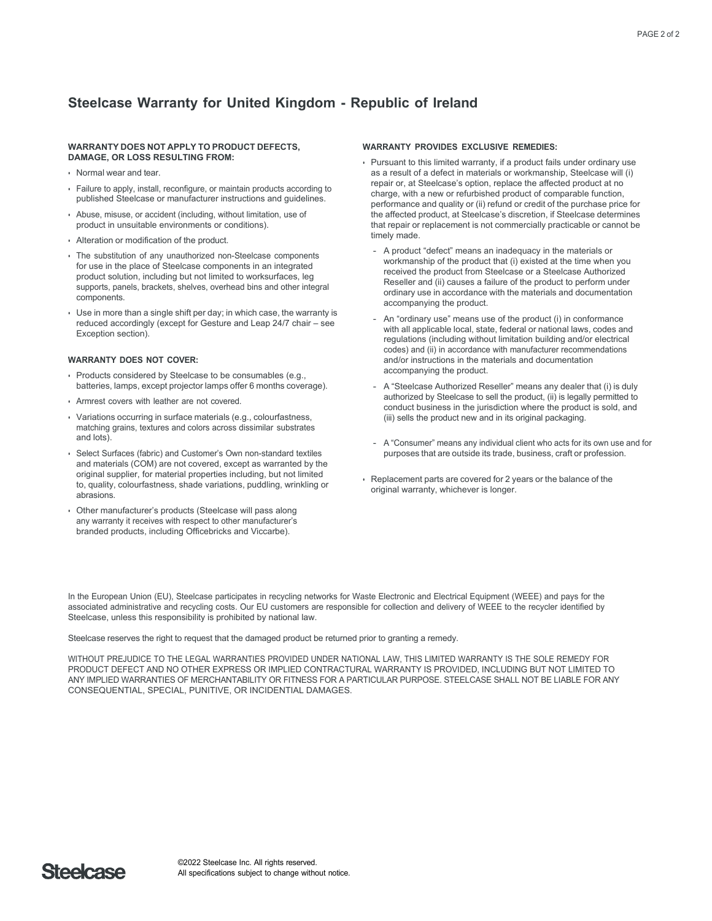# Steelcase Warranty for United Kingdom - Republic of Ireland

### WARRANTY DOES NOT APPLY TO PRODUCT DEFECTS, DAMAGE, OR LOSS RESULTING FROM:

- Normal wear and tear.
- Failure to apply, install, reconfigure, or maintain products according to published Steelcase or manufacturer instructions and guidelines.
- Abuse, misuse, or accident (including, without limitation, use of product in unsuitable environments or conditions).
- Alteration or modification of the product.
- The substitution of any unauthorized non-Steelcase components for use in the place of Steelcase components in an integrated product solution, including but not limited to worksurfaces, leg supports, panels, brackets, shelves, overhead bins and other integral components.
- Use in more than a single shift per day; in which case, the warranty is reduced accordingly (except for Gesture and Leap 24/7 chair – see Exception section).

### WARRANTY DOES NOT COVER:

- Products considered by Steelcase to be consumables (e.g., batteries, lamps, except projector lamps offer 6 months coverage).
- Armrest covers with leather are not covered.
- Variations occurring in surface materials (e.g., colourfastness, matching grains, textures and colors across dissimilar substrates and lots).
- Select Surfaces (fabric) and Customer's Own non-standard textiles and materials (COM) are not covered, except as warranted by the original supplier, for material properties including, but not limited to, quality, colourfastness, shade variations, puddling, wrinkling or abrasions.
- Other manufacturer's products (Steelcase will pass along any warranty it receives with respect to other manufacturer's branded products, including Officebricks and Viccarbe).

### WARRANTY PROVIDES EXCLUSIVE REMEDIES:

- Pursuant to this limited warranty, if a product fails under ordinary use as a result of a defect in materials or workmanship, Steelcase will (i) repair or, at Steelcase's option, replace the affected product at no charge, with a new or refurbished product of comparable function, performance and quality or (ii) refund or credit of the purchase price for the affected product, at Steelcase's discretion, if Steelcase determines that repair or replacement is not commercially practicable or cannot be timely made.
  - A product "defect" means an inadequacy in the materials or workmanship of the product that (i) existed at the time when you received the product from Steelcase or a Steelcase Authorized Reseller and (ii) causes a failure of the product to perform under ordinary use in accordance with the materials and documentation accompanying the product.
  - An "ordinary use" means use of the product (i) in conformance with all applicable local, state, federal or national laws, codes and regulations (including without limitation building and/or electrical codes) and (ii) in accordance with manufacturer recommendations and/or instructions in the materials and documentation accompanying the product.
  - A "Steelcase Authorized Reseller" means any dealer that (i) is duly authorized by Steelcase to sell the product, (ii) is legally permitted to conduct business in the jurisdiction where the product is sold, and (iii) sells the product new and in its original packaging.
  - A "Consumer" means any individual client who acts for its own use and for purposes that are outside its trade, business, craft or profession.
- Replacement parts are covered for 2 years or the balance of the original warranty, whichever is longer.

In the European Union (EU), Steelcase participates in recycling networks for Waste Electronic and Electrical Equipment (WEEE) and pays for the associated administrative and recycling costs. Our EU customers are responsible for collection and delivery of WEEE to the recycler identified by Steelcase, unless this responsibility is prohibited by national law.

Steelcase reserves the right to request that the damaged product be returned prior to granting a remedy.

WITHOUT PREJUDICE TO THE LEGAL WARRANTIES PROVIDED UNDER NATIONAL LAW, THIS LIMITED WARRANTY IS THE SOLE REMEDY FOR PRODUCT DEFECT AND NO OTHER EXPRESS OR IMPLIED CONTRACTURAL WARRANTY IS PROVIDED, INCLUDING BUT NOT LIMITED TO ANY IMPLIED WARRANTIES OF MERCHANTABILITY OR FITNESS FOR A PARTICULAR PURPOSE. STEELCASE SHALL NOT BE LIABLE FOR ANY CONSEQUENTIAL, SPECIAL, PUNITIVE, OR INCIDENTIAL DAMAGES.

Steelcase

©2022 Steelcase Inc. All rights reserved.
All specifications subject to change without notice.